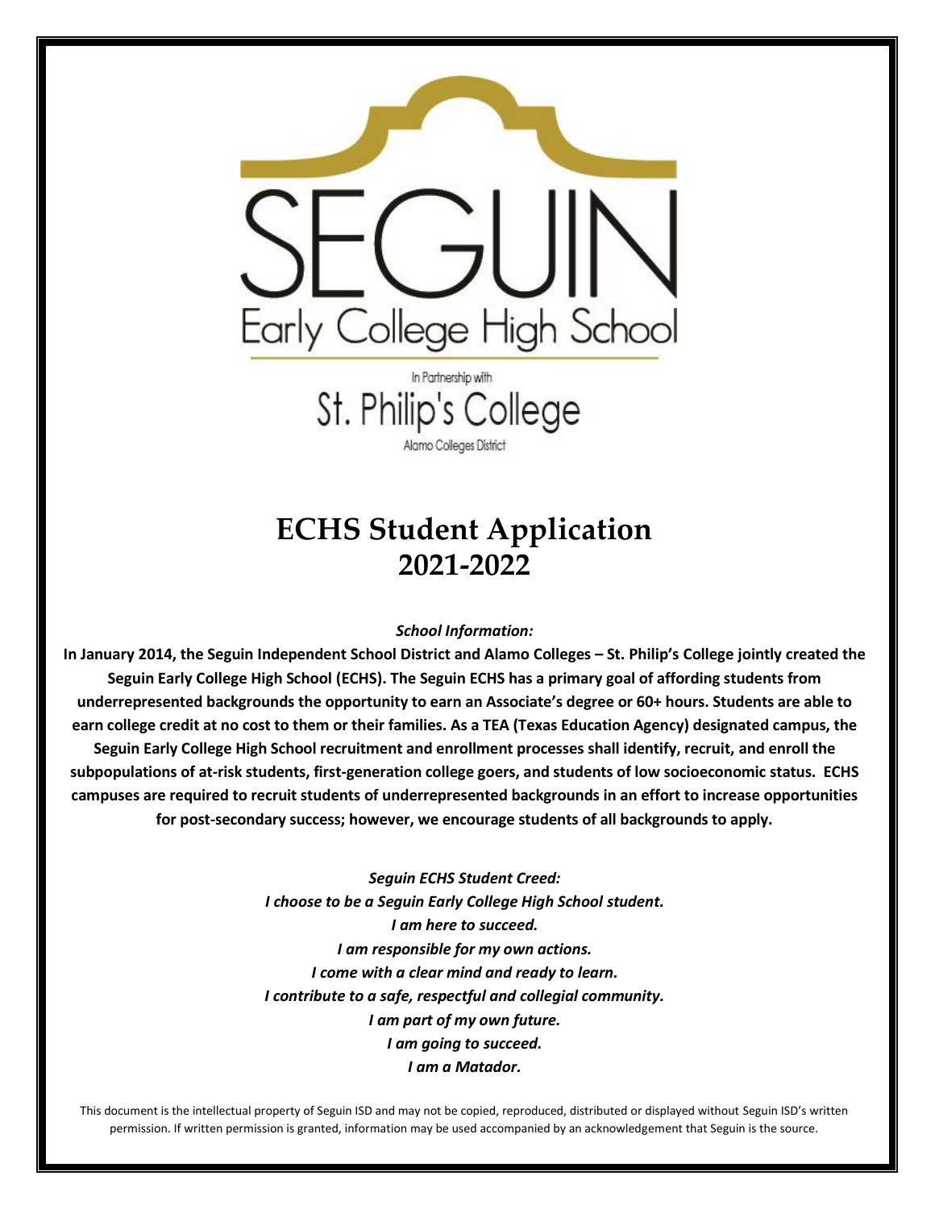SEGUIN

Early College High School

In Partnership with

St. Philip's College

Alamo Colleges District

# ECHS Student Application 2021-2022

***School Information:***

**In January 2014, the Seguin Independent School District and Alamo Colleges – St. Philip's College jointly created the Seguin Early College High School (ECHS). The Seguin ECHS has a primary goal of affording students from underrepresented backgrounds the opportunity to earn an Associate's degree or 60+ hours. Students are able to earn college credit at no cost to them or their families. As a TEA (Texas Education Agency) designated campus, the Seguin Early College High School recruitment and enrollment processes shall identify, recruit, and enroll the subpopulations of at-risk students, first-generation college goers, and students of low socioeconomic status. ECHS campuses are required to recruit students of underrepresented backgrounds in an effort to increase opportunities for post-secondary success; however, we encourage students of all backgrounds to apply.**

***Seguin ECHS Student Creed:***
***I choose to be a Seguin Early College High School student.***
***I am here to succeed.***
***I am responsible for my own actions.***
***I come with a clear mind and ready to learn.***
***I contribute to a safe, respectful and collegial community.***
***I am part of my own future.***
***I am going to succeed.***
***I am a Matador.***

This document is the intellectual property of Seguin ISD and may not be copied, reproduced, distributed or displayed without Seguin ISD's written permission. If written permission is granted, information may be used accompanied by an acknowledgement that Seguin is the source.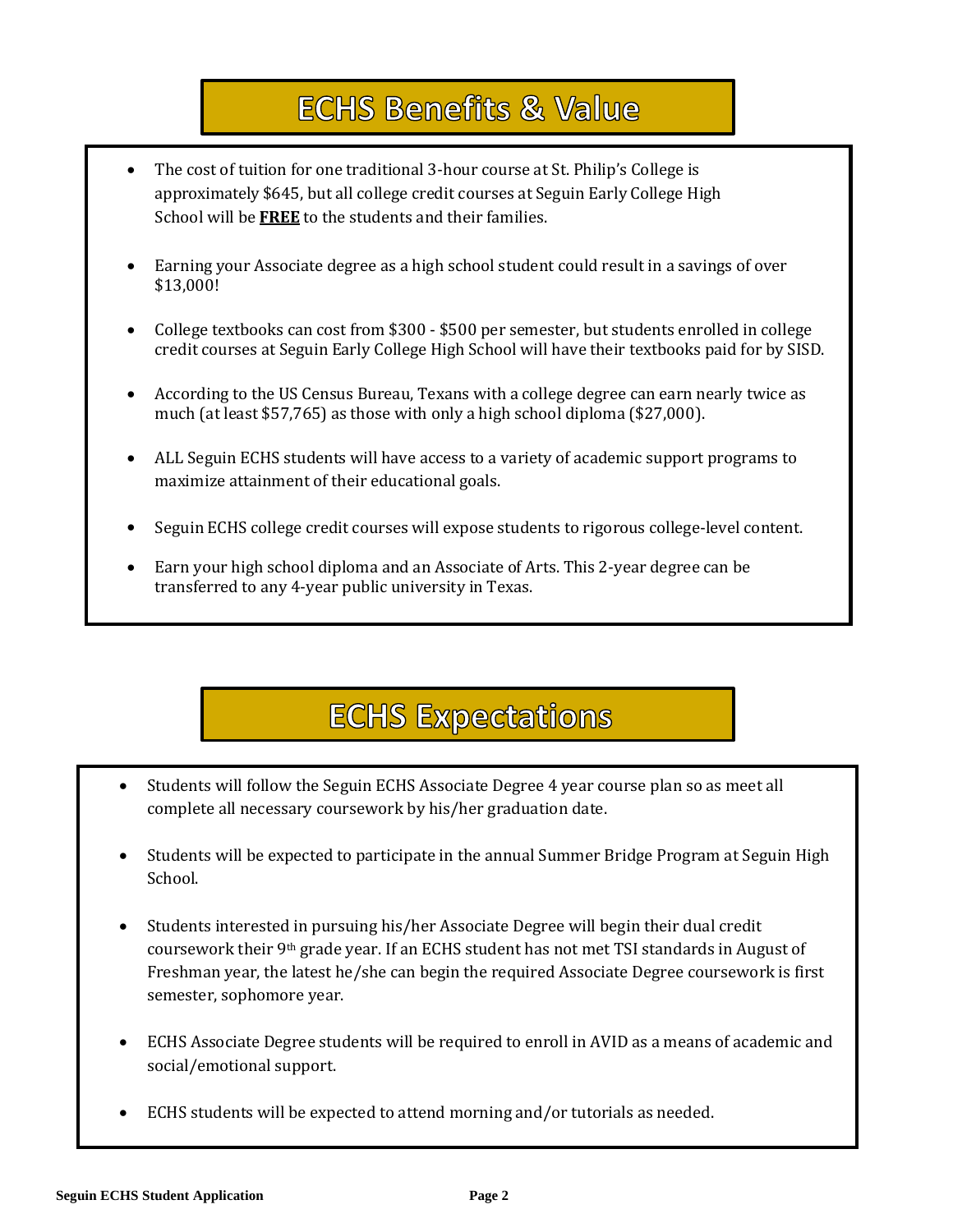# ECHS Benefits & Value

- The cost of tuition for one traditional 3-hour course at St. Philip's College is approximately $645, but all college credit courses at Seguin Early College High School will be **FREE** to the students and their families.
- Earning your Associate degree as a high school student could result in a savings of over $13,000!
- College textbooks can cost from $300 - $500 per semester, but students enrolled in college credit courses at Seguin Early College High School will have their textbooks paid for by SISD.
- According to the US Census Bureau, Texans with a college degree can earn nearly twice as much (at least $57,765) as those with only a high school diploma ($27,000).
- ALL Seguin ECHS students will have access to a variety of academic support programs to maximize attainment of their educational goals.
- Seguin ECHS college credit courses will expose students to rigorous college-level content.
- Earn your high school diploma and an Associate of Arts. This 2-year degree can be transferred to any 4-year public university in Texas.

# ECHS Expectations

- Students will follow the Seguin ECHS Associate Degree 4 year course plan so as meet all complete all necessary coursework by his/her graduation date.
- Students will be expected to participate in the annual Summer Bridge Program at Seguin High School.
- Students interested in pursuing his/her Associate Degree will begin their dual credit coursework their 9th grade year. If an ECHS student has not met TSI standards in August of Freshman year, the latest he/she can begin the required Associate Degree coursework is first semester, sophomore year.
- ECHS Associate Degree students will be required to enroll in AVID as a means of academic and social/emotional support.
- ECHS students will be expected to attend morning and/or tutorials as needed.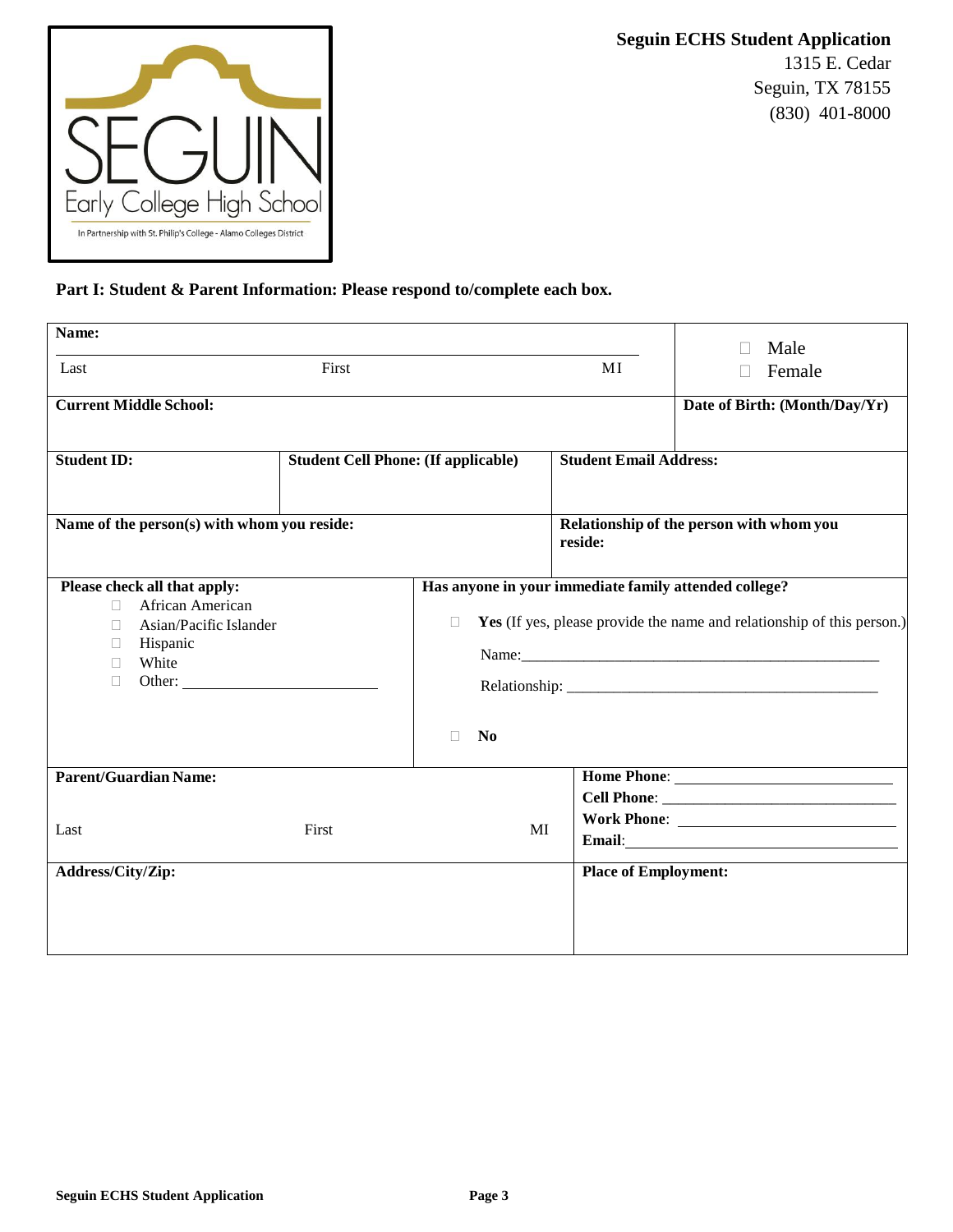**Seguin ECHS Student Application**
1315 E. Cedar
Seguin, TX 78155
(830) 401-8000

**Part I: Student & Parent Information: Please respond to/complete each box.**

| | | | |
|---|---|---|---|
| **Name:** <br>Last First MI | | | ☐ Male<br>☐ Female |
| **Current Middle School:** | | | **Date of Birth: (Month/Day/Yr)** |
| **Student ID:** | **Student Cell Phone: (If applicable)** | **Student Email Address:** | |
| **Name of the person(s) with whom you reside:** | | **Relationship of the person with whom you reside:** | |
| **Please check all that apply:**<br>☐ African American<br>☐ Asian/Pacific Islander<br>☐ Hispanic<br>☐ White<br>☐ Other: ____________________ | **Has anyone in your immediate family attended college?**<br>☐ **Yes** (If yes, please provide the name and relationship of this person.)<br>Name:______________________________________<br>Relationship: _________________________________<br>☐ **No** | | |
| **Parent/Guardian Name:**<br>Last First MI | | **Home Phone**: ____________________<br>**Cell Phone**: ____________________<br>**Work Phone**: ____________________<br>**Email**:____________________ | |
| **Address/City/Zip:** | | **Place of Employment:** | |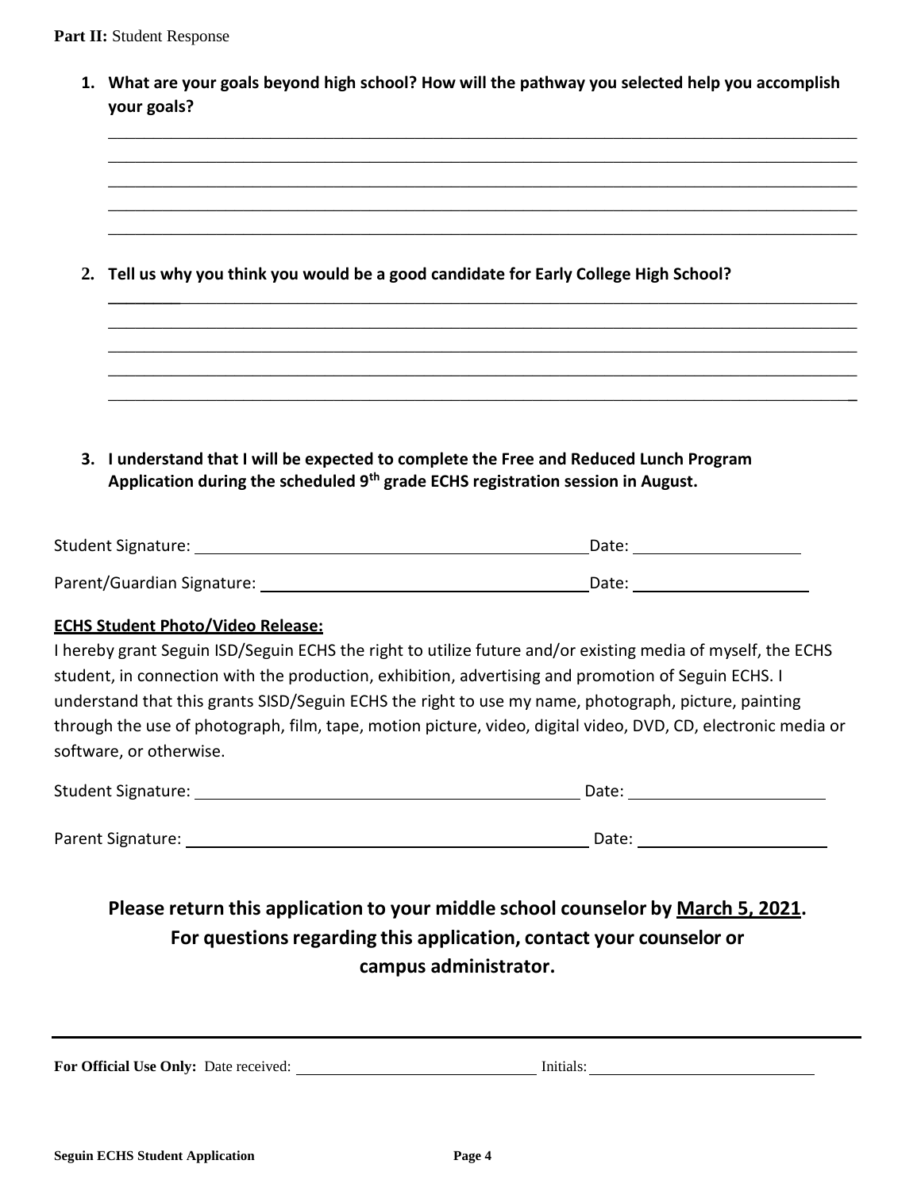**Part II:** Student Response

1. **What are your goals beyond high school? How will the pathway you selected help you accomplish your goals?**

   ______________________________________________________________________________
   ______________________________________________________________________________
   ______________________________________________________________________________
   ______________________________________________________________________________
   ______________________________________________________________________________

2. **Tell us why you think you would be a good candidate for Early College High School?**

   ______________________________________________________________________________
   ______________________________________________________________________________
   ______________________________________________________________________________
   ______________________________________________________________________________
   ______________________________________________________________________________

3. **I understand that I will be expected to complete the Free and Reduced Lunch Program Application during the scheduled 9th grade ECHS registration session in August.**

Student Signature: ________________________________ Date: ______________

Parent/Guardian Signature: ________________________________ Date: ______________

**ECHS Student Photo/Video Release:**

I hereby grant Seguin ISD/Seguin ECHS the right to utilize future and/or existing media of myself, the ECHS student, in connection with the production, exhibition, advertising and promotion of Seguin ECHS. I understand that this grants SISD/Seguin ECHS the right to use my name, photograph, picture, painting through the use of photograph, film, tape, motion picture, video, digital video, DVD, CD, electronic media or software, or otherwise.

Student Signature: ________________________________ Date: ______________

Parent Signature: ________________________________ Date: ______________

**Please return this application to your middle school counselor by March 5, 2021.**
**For questions regarding this application, contact your counselor or campus administrator.**

---

**For Official Use Only:** Date received: ______________________ Initials: ______________________